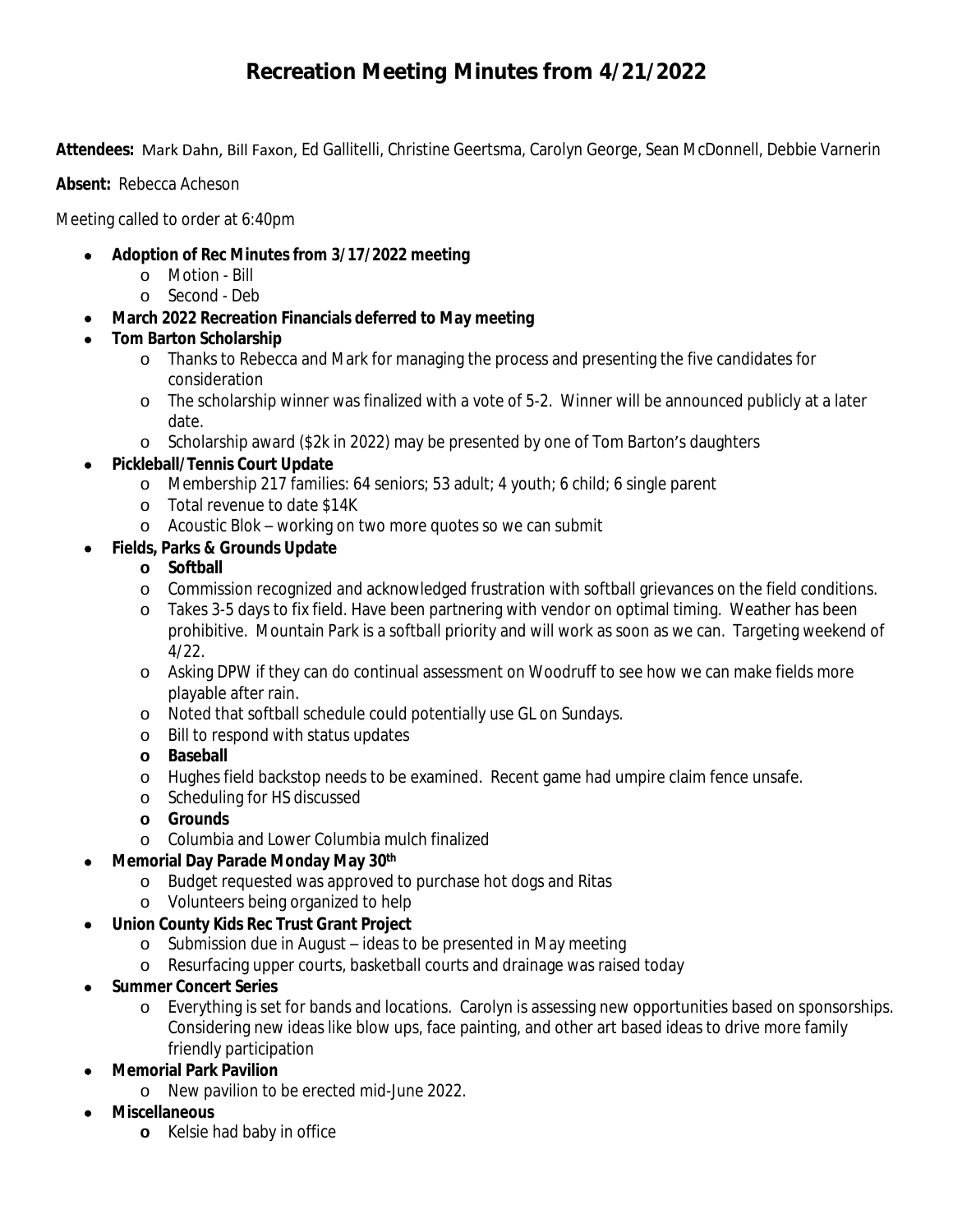# Recreation Meeting Minutes from 4/21/2022

**Attendees:** Mark Dahn, Bill Faxon, Ed Gallitelli, Christine Geertsma, Carolyn George, Sean McDonnell, Debbie Varnerin

**Absent:** Rebecca Acheson

Meeting called to order at 6:40pm

- **Adoption of Rec Minutes from 3/17/2022 meeting**
  - Motion - Bill
  - Second - Deb
- **March 2022 Recreation Financials deferred to May meeting**
- **Tom Barton Scholarship**
  - Thanks to Rebecca and Mark for managing the process and presenting the five candidates for consideration
  - The scholarship winner was finalized with a vote of 5-2. Winner will be announced publicly at a later date.
  - Scholarship award ($2k in 2022) may be presented by one of Tom Barton's daughters
- **Pickleball/Tennis Court Update**
  - Membership 217 families: 64 seniors; 53 adult; 4 youth; 6 child; 6 single parent
  - Total revenue to date $14K
  - Acoustic Blok – working on two more quotes so we can submit
- **Fields, Parks & Grounds Update**
  - **Softball**
  - Commission recognized and acknowledged frustration with softball grievances on the field conditions.
  - Takes 3-5 days to fix field. Have been partnering with vendor on optimal timing. Weather has been prohibitive. Mountain Park is a softball priority and will work as soon as we can. Targeting weekend of 4/22.
  - Asking DPW if they can do continual assessment on Woodruff to see how we can make fields more playable after rain.
  - Noted that softball schedule could potentially use GL on Sundays.
  - Bill to respond with status updates
  - **Baseball**
  - Hughes field backstop needs to be examined. Recent game had umpire claim fence unsafe.
  - Scheduling for HS discussed
  - **Grounds**
  - Columbia and Lower Columbia mulch finalized
- **Memorial Day Parade Monday May 30th**
  - Budget requested was approved to purchase hot dogs and Ritas
  - Volunteers being organized to help
- **Union County Kids Rec Trust Grant Project**
  - Submission due in August – ideas to be presented in May meeting
  - Resurfacing upper courts, basketball courts and drainage was raised today
- **Summer Concert Series**
  - Everything is set for bands and locations. Carolyn is assessing new opportunities based on sponsorships. Considering new ideas like blow ups, face painting, and other art based ideas to drive more family friendly participation
- **Memorial Park Pavilion**
  - New pavilion to be erected mid-June 2022.
- **Miscellaneous**
  - Kelsie had baby in office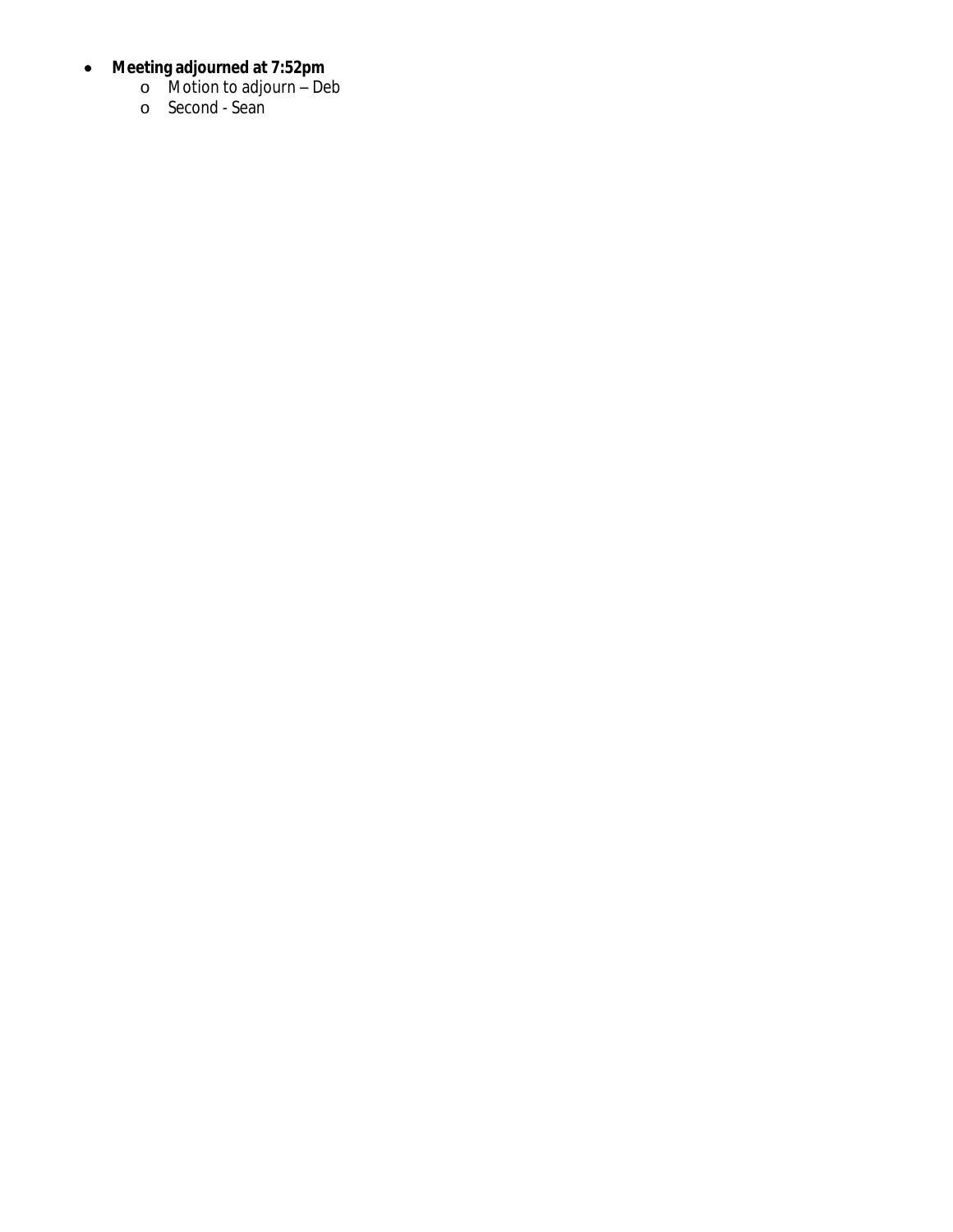- **Meeting adjourned at 7:52pm**
  - Motion to adjourn – Deb
  - Second - Sean